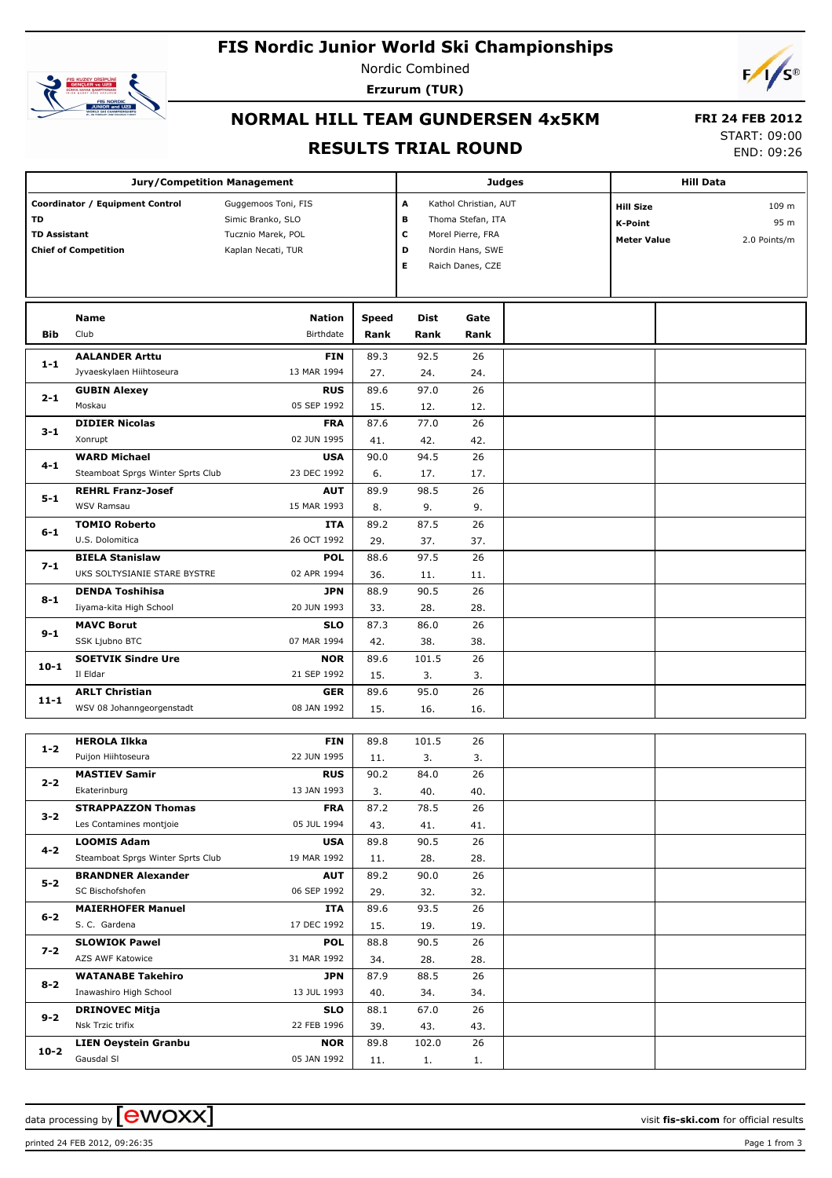# FIS Nordic Junior World Ski Championships

Nordic Combined

**Erzurum (TUR)**

## NORMAL HILL TEAM GUNDERSEN 4x5KM

## RESULTS TRIAL ROUND

**FRI 24 FEB 2012**

START: 09:00

END: 09:26

| Jury/Competition Management | | Judges | | Hill Data | |
|---|---|---|---|---|---|
| **Coordinator / Equipment Control** | Guggemoos Toni, FIS | **A** | Kathol Christian, AUT | **Hill Size** | 109 m |
| **TD** | Simic Branko, SLO | **B** | Thoma Stefan, ITA | **K-Point** | 95 m |
| **TD Assistant** | Tucznio Marek, POL | **C** | Morel Pierre, FRA | **Meter Value** | 2.0 Points/m |
| **Chief of Competition** | Kaplan Necati, TUR | **D** | Nordin Hans, SWE | | |
| | | **E** | Raich Danes, CZE | | |

| Bib | Name / Club | Nation / Birthdate | Speed / Rank | Dist / Rank | Gate / Rank |
|---|---|---|---|---|---|
| 1-1 | **AALANDER Arttu** / Jyvaeskylaen Hiihtoseura | **FIN** / 13 MAR 1994 | 89.3 / 27. | 92.5 / 24. | 26 / 24. |
| 2-1 | **GUBIN Alexey** / Moskau | **RUS** / 05 SEP 1992 | 89.6 / 15. | 97.0 / 12. | 26 / 12. |
| 3-1 | **DIDIER Nicolas** / Xonrupt | **FRA** / 02 JUN 1995 | 87.6 / 41. | 77.0 / 42. | 26 / 42. |
| 4-1 | **WARD Michael** / Steamboat Sprgs Winter Sprts Club | **USA** / 23 DEC 1992 | 90.0 / 6. | 94.5 / 17. | 26 / 17. |
| 5-1 | **REHRL Franz-Josef** / WSV Ramsau | **AUT** / 15 MAR 1993 | 89.9 / 8. | 98.5 / 9. | 26 / 9. |
| 6-1 | **TOMIO Roberto** / U.S. Dolomitica | **ITA** / 26 OCT 1992 | 89.2 / 29. | 87.5 / 37. | 26 / 37. |
| 7-1 | **BIELA Stanislaw** / UKS SOLTYSIANIE STARE BYSTRE | **POL** / 02 APR 1994 | 88.6 / 36. | 97.5 / 11. | 26 / 11. |
| 8-1 | **DENDA Toshihisa** / Iiyama-kita High School | **JPN** / 20 JUN 1993 | 88.9 / 33. | 90.5 / 28. | 26 / 28. |
| 9-1 | **MAVC Borut** / SSK Ljubno BTC | **SLO** / 07 MAR 1994 | 87.3 / 42. | 86.0 / 38. | 26 / 38. |
| 10-1 | **SOETVIK Sindre Ure** / Il Eldar | **NOR** / 21 SEP 1992 | 89.6 / 15. | 101.5 / 3. | 26 / 3. |
| 11-1 | **ARLT Christian** / WSV 08 Johanngeorgenstadt | **GER** / 08 JAN 1992 | 89.6 / 15. | 95.0 / 16. | 26 / 16. |
| 1-2 | **HEROLA Ilkka** / Puijon Hiihtoseura | **FIN** / 22 JUN 1995 | 89.8 / 11. | 101.5 / 3. | 26 / 3. |
| 2-2 | **MASTIEV Samir** / Ekaterinburg | **RUS** / 13 JAN 1993 | 90.2 / 3. | 84.0 / 40. | 26 / 40. |
| 3-2 | **STRAPPAZZON Thomas** / Les Contamines montjoie | **FRA** / 05 JUL 1994 | 87.2 / 43. | 78.5 / 41. | 26 / 41. |
| 4-2 | **LOOMIS Adam** / Steamboat Sprgs Winter Sprts Club | **USA** / 19 MAR 1992 | 89.8 / 11. | 90.5 / 28. | 26 / 28. |
| 5-2 | **BRANDNER Alexander** / SC Bischofshofen | **AUT** / 06 SEP 1992 | 89.2 / 29. | 90.0 / 32. | 26 / 32. |
| 6-2 | **MAIERHOFER Manuel** / S. C. Gardena | **ITA** / 17 DEC 1992 | 89.6 / 15. | 93.5 / 19. | 26 / 19. |
| 7-2 | **SLOWIOK Pawel** / AZS AWF Katowice | **POL** / 31 MAR 1992 | 88.8 / 34. | 90.5 / 28. | 26 / 28. |
| 8-2 | **WATANABE Takehiro** / Inawashiro High School | **JPN** / 13 JUL 1993 | 87.9 / 40. | 88.5 / 34. | 26 / 34. |
| 9-2 | **DRINOVEC Mitja** / Nsk Trzic trifix | **SLO** / 22 FEB 1996 | 88.1 / 39. | 67.0 / 43. | 26 / 43. |
| 10-2 | **LIEN Oeystein Granbu** / Gausdal SI | **NOR** / 05 JAN 1992 | 89.8 / 11. | 102.0 / 1. | 26 / 1. |

data processing by ewoxx — visit fis-ski.com for official results

printed 24 FEB 2012, 09:26:35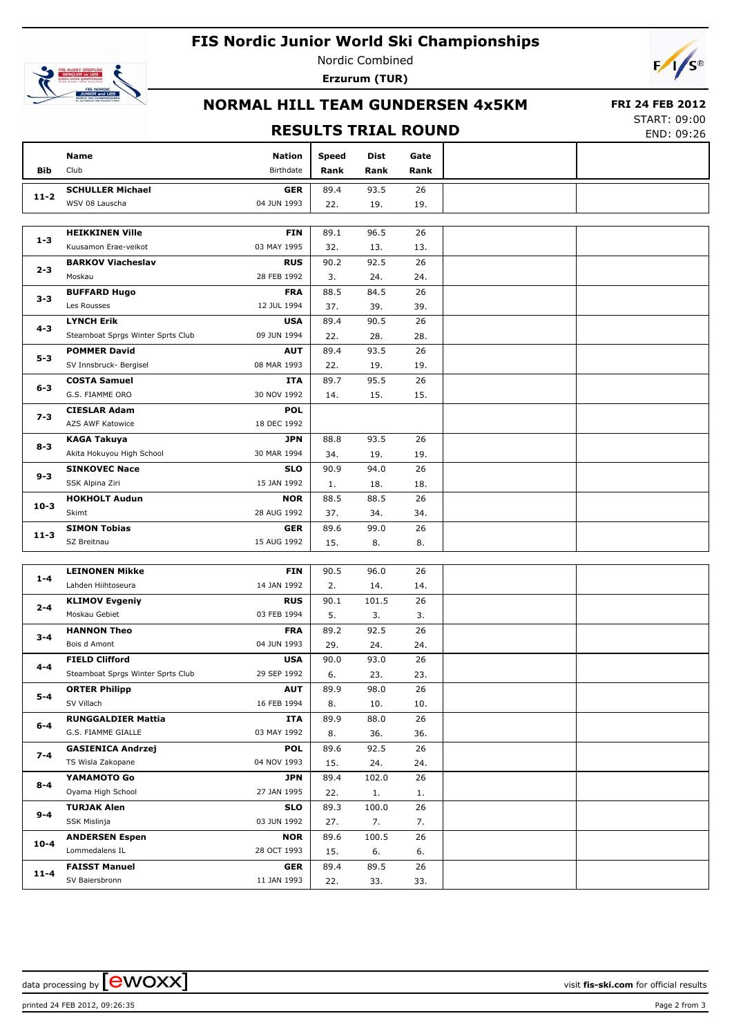# FIS Nordic Junior World Ski Championships

Nordic Combined

**Erzurum (TUR)**

## NORMAL HILL TEAM GUNDERSEN 4x5KM

**FRI 24 FEB 2012**

START: 09:00

END: 09:26

## RESULTS TRIAL ROUND

| Bib | Name / Club | Nation / Birthdate | Speed / Rank | Dist / Rank | Gate / Rank |
|---|---|---|---|---|---|
| 11-2 | **SCHULLER Michael** / WSV 08 Lauscha | **GER** / 04 JUN 1993 | 89.4 / 22. | 93.5 / 19. | 26 / 19. |
| 1-3 | **HEIKKINEN Ville** / Kuusamon Erae-veikot | **FIN** / 03 MAY 1995 | 89.1 / 32. | 96.5 / 13. | 26 / 13. |
| 2-3 | **BARKOV Viacheslav** / Moskau | **RUS** / 28 FEB 1992 | 90.2 / 3. | 92.5 / 24. | 26 / 24. |
| 3-3 | **BUFFARD Hugo** / Les Rousses | **FRA** / 12 JUL 1994 | 88.5 / 37. | 84.5 / 39. | 26 / 39. |
| 4-3 | **LYNCH Erik** / Steamboat Sprgs Winter Sprts Club | **USA** / 09 JUN 1994 | 89.4 / 22. | 90.5 / 28. | 26 / 28. |
| 5-3 | **POMMER David** / SV Innsbruck- Bergisel | **AUT** / 08 MAR 1993 | 89.4 / 22. | 93.5 / 19. | 26 / 19. |
| 6-3 | **COSTA Samuel** / G.S. FIAMME ORO | **ITA** / 30 NOV 1992 | 89.7 / 14. | 95.5 / 15. | 26 / 15. |
| 7-3 | **CIESLAR Adam** / AZS AWF Katowice | **POL** / 18 DEC 1992 | | | |
| 8-3 | **KAGA Takuya** / Akita Hokuyou High School | **JPN** / 30 MAR 1994 | 88.8 / 34. | 93.5 / 19. | 26 / 19. |
| 9-3 | **SINKOVEC Nace** / SSK Alpina Ziri | **SLO** / 15 JAN 1992 | 90.9 / 1. | 94.0 / 18. | 26 / 18. |
| 10-3 | **HOKHOLT Audun** / Skimt | **NOR** / 28 AUG 1992 | 88.5 / 37. | 88.5 / 34. | 26 / 34. |
| 11-3 | **SIMON Tobias** / SZ Breitnau | **GER** / 15 AUG 1992 | 89.6 / 15. | 99.0 / 8. | 26 / 8. |
| 1-4 | **LEINONEN Mikke** / Lahden Hiihtoseura | **FIN** / 14 JAN 1992 | 90.5 / 2. | 96.0 / 14. | 26 / 14. |
| 2-4 | **KLIMOV Evgeniy** / Moskau Gebiet | **RUS** / 03 FEB 1994 | 90.1 / 5. | 101.5 / 3. | 26 / 3. |
| 3-4 | **HANNON Theo** / Bois d Amont | **FRA** / 04 JUN 1993 | 89.2 / 29. | 92.5 / 24. | 26 / 24. |
| 4-4 | **FIELD Clifford** / Steamboat Sprgs Winter Sprts Club | **USA** / 29 SEP 1992 | 90.0 / 6. | 93.0 / 23. | 26 / 23. |
| 5-4 | **ORTER Philipp** / SV Villach | **AUT** / 16 FEB 1994 | 89.9 / 8. | 98.0 / 10. | 26 / 10. |
| 6-4 | **RUNGGALDIER Mattia** / G.S. FIAMME GIALLE | **ITA** / 03 MAY 1992 | 89.9 / 8. | 88.0 / 36. | 26 / 36. |
| 7-4 | **GASIENICA Andrzej** / TS Wisla Zakopane | **POL** / 04 NOV 1993 | 89.6 / 15. | 92.5 / 24. | 26 / 24. |
| 8-4 | **YAMAMOTO Go** / Oyama High School | **JPN** / 27 JAN 1995 | 89.4 / 22. | 102.0 / 1. | 26 / 1. |
| 9-4 | **TURJAK Alen** / SSK Mislinja | **SLO** / 03 JUN 1992 | 89.3 / 27. | 100.0 / 7. | 26 / 7. |
| 10-4 | **ANDERSEN Espen** / Lommedalens IL | **NOR** / 28 OCT 1993 | 89.6 / 15. | 100.5 / 6. | 26 / 6. |
| 11-4 | **FAISST Manuel** / SV Baiersbronn | **GER** / 11 JAN 1993 | 89.4 / 22. | 89.5 / 33. | 26 / 33. |

data processing by ewoxx — visit fis-ski.com for official results

printed 24 FEB 2012, 09:26:35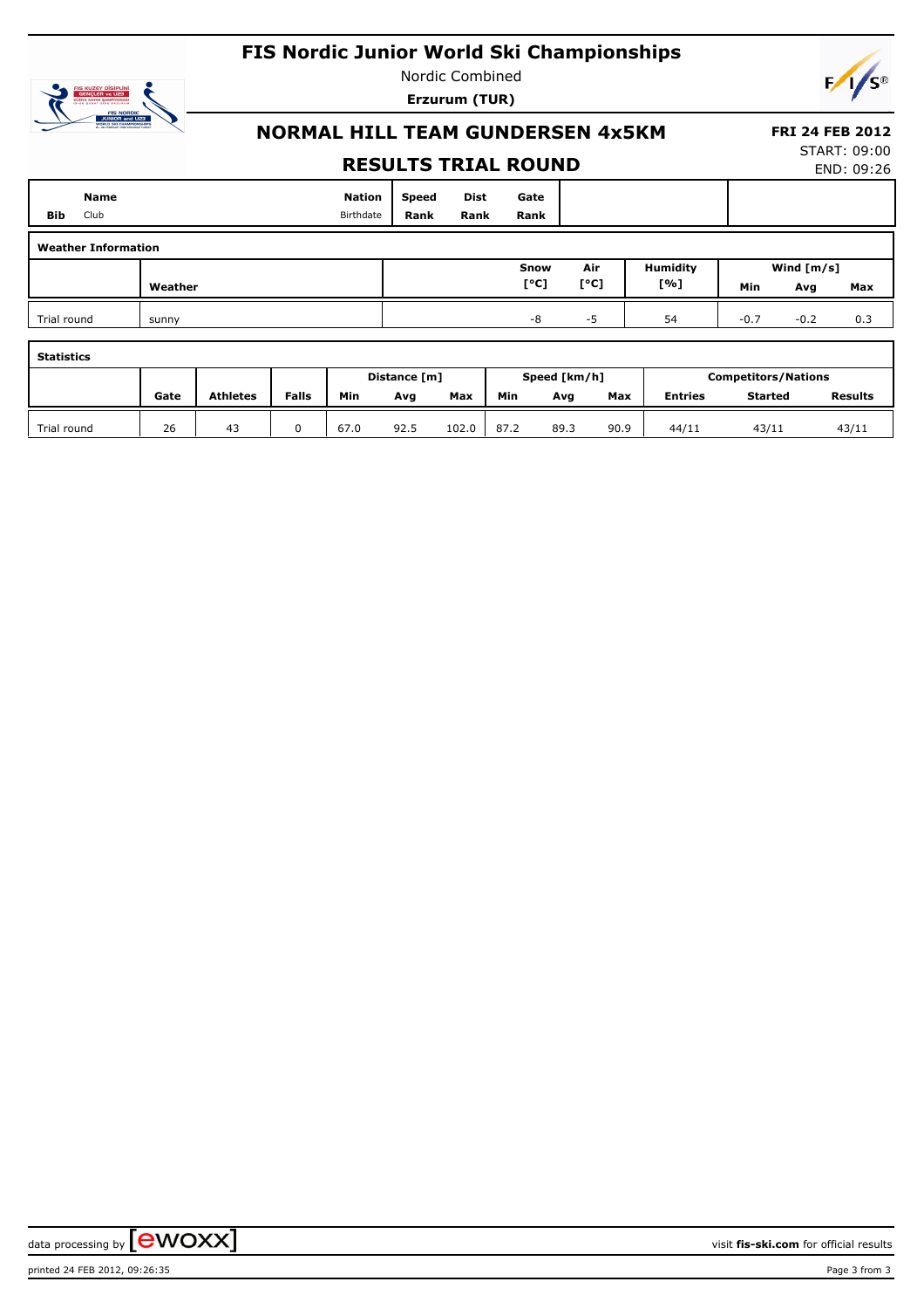# FIS Nordic Junior World Ski Championships

Nordic Combined

**Erzurum (TUR)**

## NORMAL HILL TEAM GUNDERSEN 4x5KM

**FRI 24 FEB 2012**

START: 09:00

END: 09:26

## RESULTS TRIAL ROUND

| Bib | Name / Club | Nation / Birthdate | Speed Rank | Dist Rank | Gate Rank |
|---|---|---|---|---|---|

**Weather Information**

| | Weather | Snow [°C] | Air [°C] | Humidity [%] | Wind [m/s] Min | Avg | Max |
|---|---|---|---|---|---|---|---|
| Trial round | sunny | -8 | -5 | 54 | -0.7 | -0.2 | 0.3 |

**Statistics**

| | Gate | Athletes | Falls | Distance [m] Min | Avg | Max | Speed [km/h] Min | Avg | Max | Competitors/Nations Entries | Started | Results |
|---|---|---|---|---|---|---|---|---|---|---|---|---|
| Trial round | 26 | 43 | 0 | 67.0 | 92.5 | 102.0 | 87.2 | 89.3 | 90.9 | 44/11 | 43/11 | 43/11 |

data processing by [ewoxx]

visit **fis-ski.com** for official results

printed 24 FEB 2012, 09:26:35